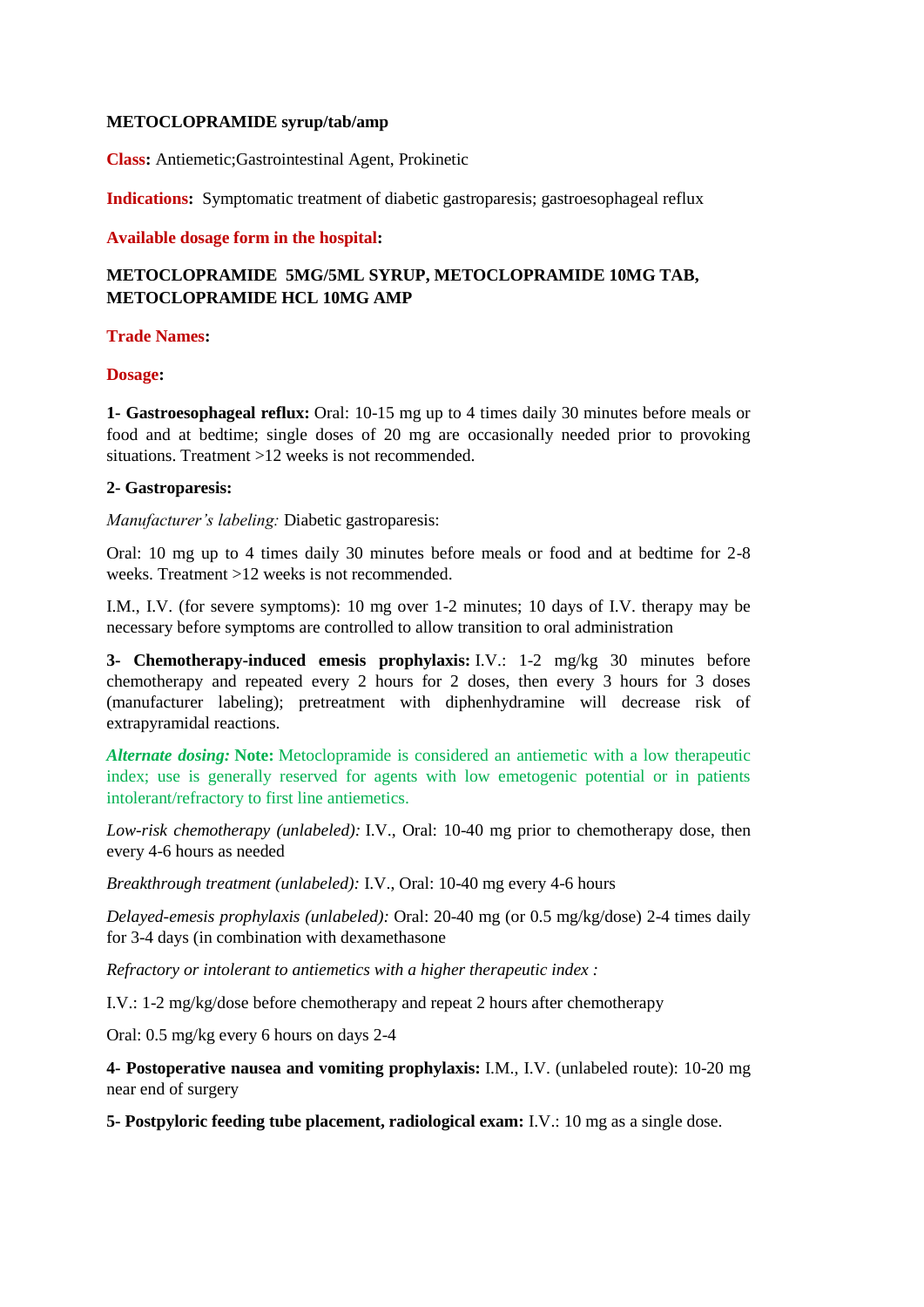**METOCLOPRAMIDE syrup/tab/amp**

**Class:** Antiemetic;Gastrointestinal Agent, Prokinetic

**Indications:** Symptomatic treatment of diabetic gastroparesis; gastroesophageal reflux

**Available dosage form in the hospital:**

**METOCLOPRAMIDE 5MG/5ML SYRUP, METOCLOPRAMIDE 10MG TAB, METOCLOPRAMIDE HCL 10MG AMP**

**Trade Names:**

**Dosage:**

**1- Gastroesophageal reflux:** Oral: 10-15 mg up to 4 times daily 30 minutes before meals or food and at bedtime; single doses of 20 mg are occasionally needed prior to provoking situations. Treatment >12 weeks is not recommended.

**2- Gastroparesis:**

*Manufacturer's labeling:* Diabetic gastroparesis:

Oral: 10 mg up to 4 times daily 30 minutes before meals or food and at bedtime for 2-8 weeks. Treatment >12 weeks is not recommended.

I.M., I.V. (for severe symptoms): 10 mg over 1-2 minutes; 10 days of I.V. therapy may be necessary before symptoms are controlled to allow transition to oral administration

**3- Chemotherapy-induced emesis prophylaxis:** I.V.: 1-2 mg/kg 30 minutes before chemotherapy and repeated every 2 hours for 2 doses, then every 3 hours for 3 doses (manufacturer labeling); pretreatment with diphenhydramine will decrease risk of extrapyramidal reactions.

***Alternate dosing:*** **Note:** Metoclopramide is considered an antiemetic with a low therapeutic index; use is generally reserved for agents with low emetogenic potential or in patients intolerant/refractory to first line antiemetics.

*Low-risk chemotherapy (unlabeled):* I.V., Oral: 10-40 mg prior to chemotherapy dose, then every 4-6 hours as needed

*Breakthrough treatment (unlabeled):* I.V., Oral: 10-40 mg every 4-6 hours

*Delayed-emesis prophylaxis (unlabeled):* Oral: 20-40 mg (or 0.5 mg/kg/dose) 2-4 times daily for 3-4 days (in combination with dexamethasone

*Refractory or intolerant to antiemetics with a higher therapeutic index :*

I.V.: 1-2 mg/kg/dose before chemotherapy and repeat 2 hours after chemotherapy

Oral: 0.5 mg/kg every 6 hours on days 2-4

**4- Postoperative nausea and vomiting prophylaxis:** I.M., I.V. (unlabeled route): 10-20 mg near end of surgery

**5- Postpyloric feeding tube placement, radiological exam:** I.V.: 10 mg as a single dose.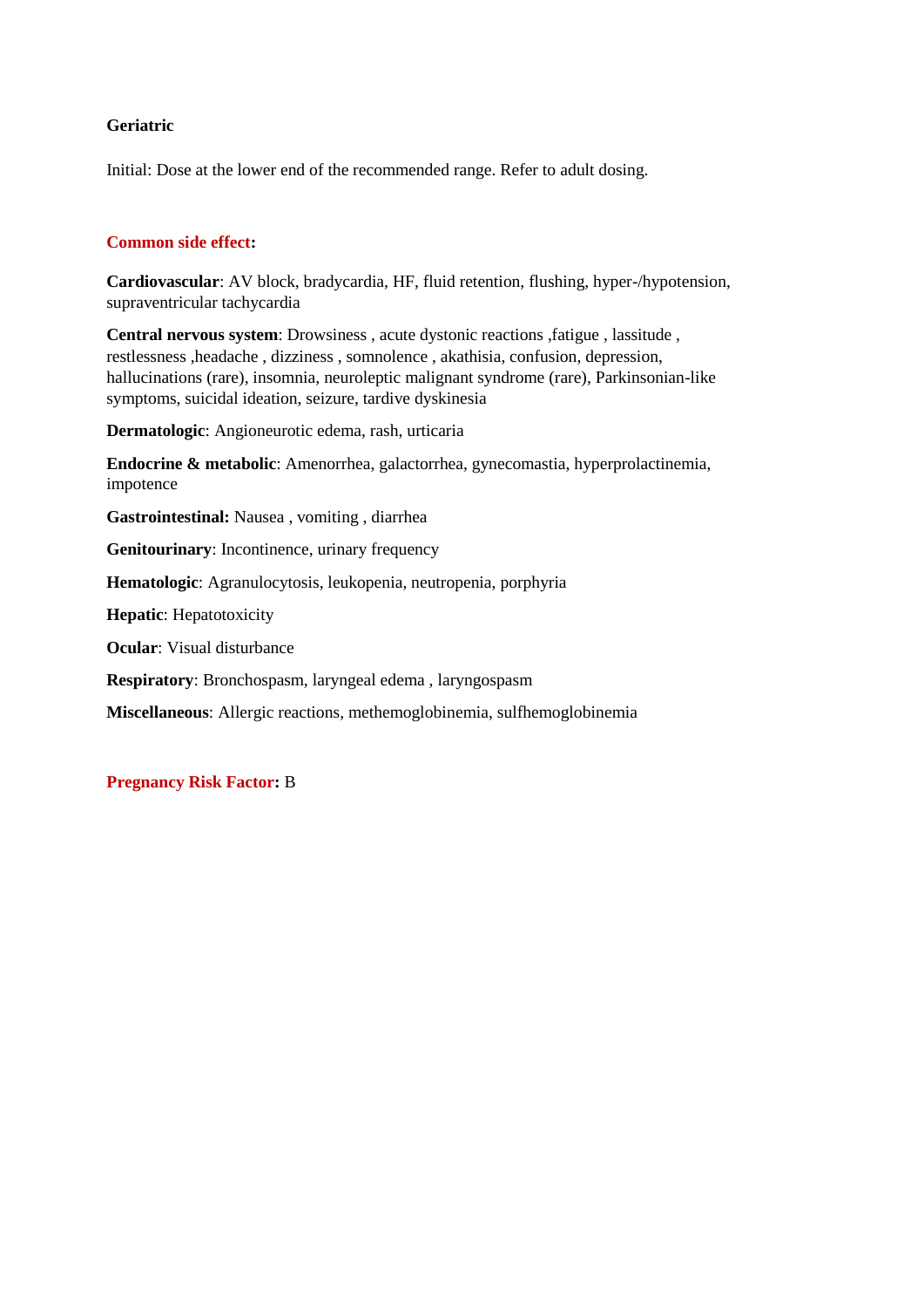**Geriatric**

Initial: Dose at the lower end of the recommended range. Refer to adult dosing.

**Common side effect:**

**Cardiovascular**: AV block, bradycardia, HF, fluid retention, flushing, hyper-/hypotension, supraventricular tachycardia

**Central nervous system**: Drowsiness , acute dystonic reactions ,fatigue , lassitude , restlessness ,headache , dizziness , somnolence , akathisia, confusion, depression, hallucinations (rare), insomnia, neuroleptic malignant syndrome (rare), Parkinsonian-like symptoms, suicidal ideation, seizure, tardive dyskinesia

**Dermatologic**: Angioneurotic edema, rash, urticaria

**Endocrine & metabolic**: Amenorrhea, galactorrhea, gynecomastia, hyperprolactinemia, impotence

**Gastrointestinal:** Nausea , vomiting , diarrhea

**Genitourinary**: Incontinence, urinary frequency

**Hematologic**: Agranulocytosis, leukopenia, neutropenia, porphyria

**Hepatic**: Hepatotoxicity

**Ocular**: Visual disturbance

**Respiratory**: Bronchospasm, laryngeal edema , laryngospasm

**Miscellaneous**: Allergic reactions, methemoglobinemia, sulfhemoglobinemia

**Pregnancy Risk Factor:** B